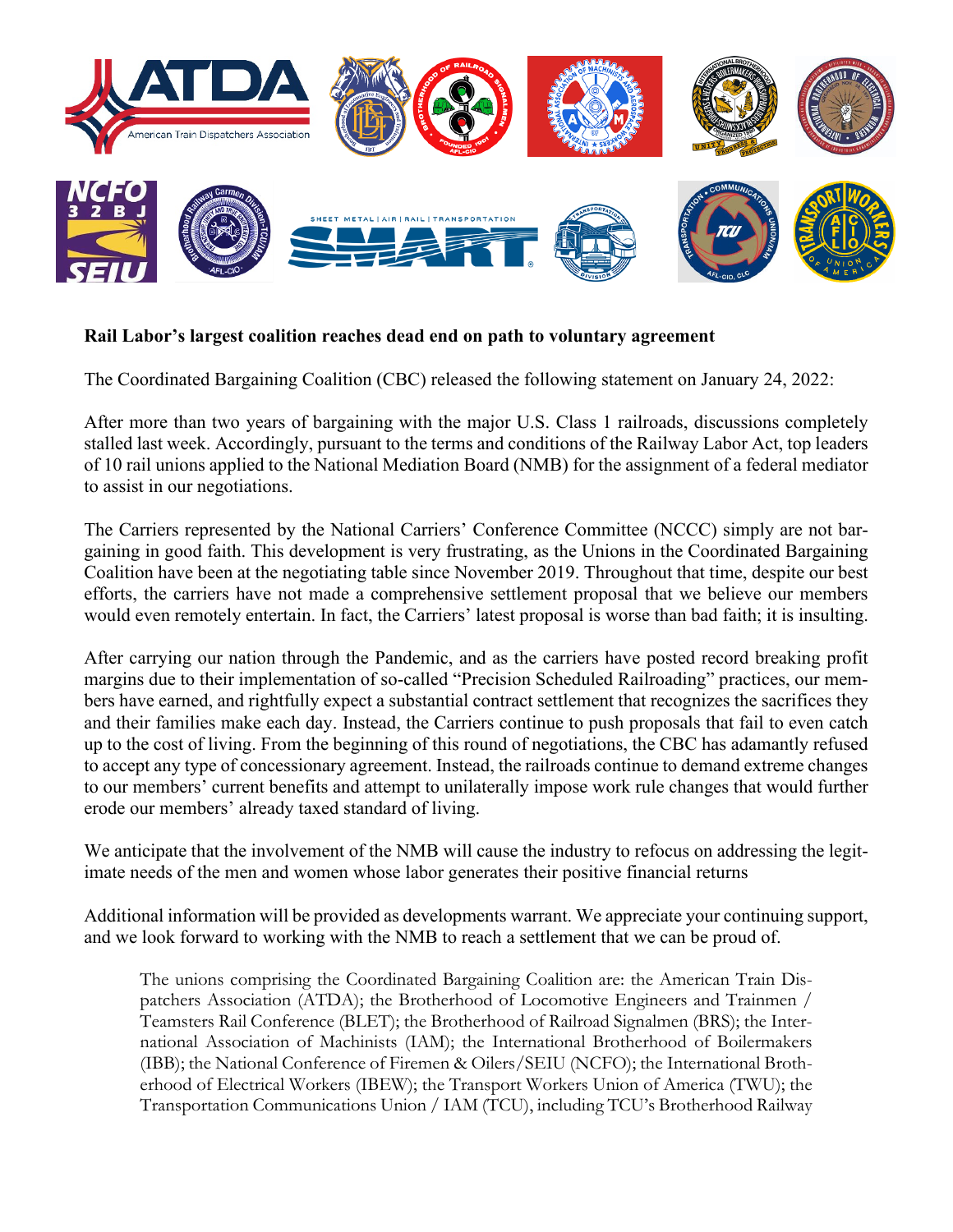**Rail Labor's largest coalition reaches dead end on path to voluntary agreement**

The Coordinated Bargaining Coalition (CBC) released the following statement on January 24, 2022:

After more than two years of bargaining with the major U.S. Class 1 railroads, discussions completely stalled last week. Accordingly, pursuant to the terms and conditions of the Railway Labor Act, top leaders of 10 rail unions applied to the National Mediation Board (NMB) for the assignment of a federal mediator to assist in our negotiations.

The Carriers represented by the National Carriers' Conference Committee (NCCC) simply are not bargaining in good faith. This development is very frustrating, as the Unions in the Coordinated Bargaining Coalition have been at the negotiating table since November 2019. Throughout that time, despite our best efforts, the carriers have not made a comprehensive settlement proposal that we believe our members would even remotely entertain. In fact, the Carriers' latest proposal is worse than bad faith; it is insulting.

After carrying our nation through the Pandemic, and as the carriers have posted record breaking profit margins due to their implementation of so-called "Precision Scheduled Railroading" practices, our members have earned, and rightfully expect a substantial contract settlement that recognizes the sacrifices they and their families make each day. Instead, the Carriers continue to push proposals that fail to even catch up to the cost of living. From the beginning of this round of negotiations, the CBC has adamantly refused to accept any type of concessionary agreement. Instead, the railroads continue to demand extreme changes to our members' current benefits and attempt to unilaterally impose work rule changes that would further erode our members' already taxed standard of living.

We anticipate that the involvement of the NMB will cause the industry to refocus on addressing the legitimate needs of the men and women whose labor generates their positive financial returns

Additional information will be provided as developments warrant. We appreciate your continuing support, and we look forward to working with the NMB to reach a settlement that we can be proud of.

> The unions comprising the Coordinated Bargaining Coalition are: the American Train Dispatchers Association (ATDA); the Brotherhood of Locomotive Engineers and Trainmen / Teamsters Rail Conference (BLET); the Brotherhood of Railroad Signalmen (BRS); the International Association of Machinists (IAM); the International Brotherhood of Boilermakers (IBB); the National Conference of Firemen & Oilers/SEIU (NCFO); the International Brotherhood of Electrical Workers (IBEW); the Transport Workers Union of America (TWU); the Transportation Communications Union / IAM (TCU), including TCU's Brotherhood Railway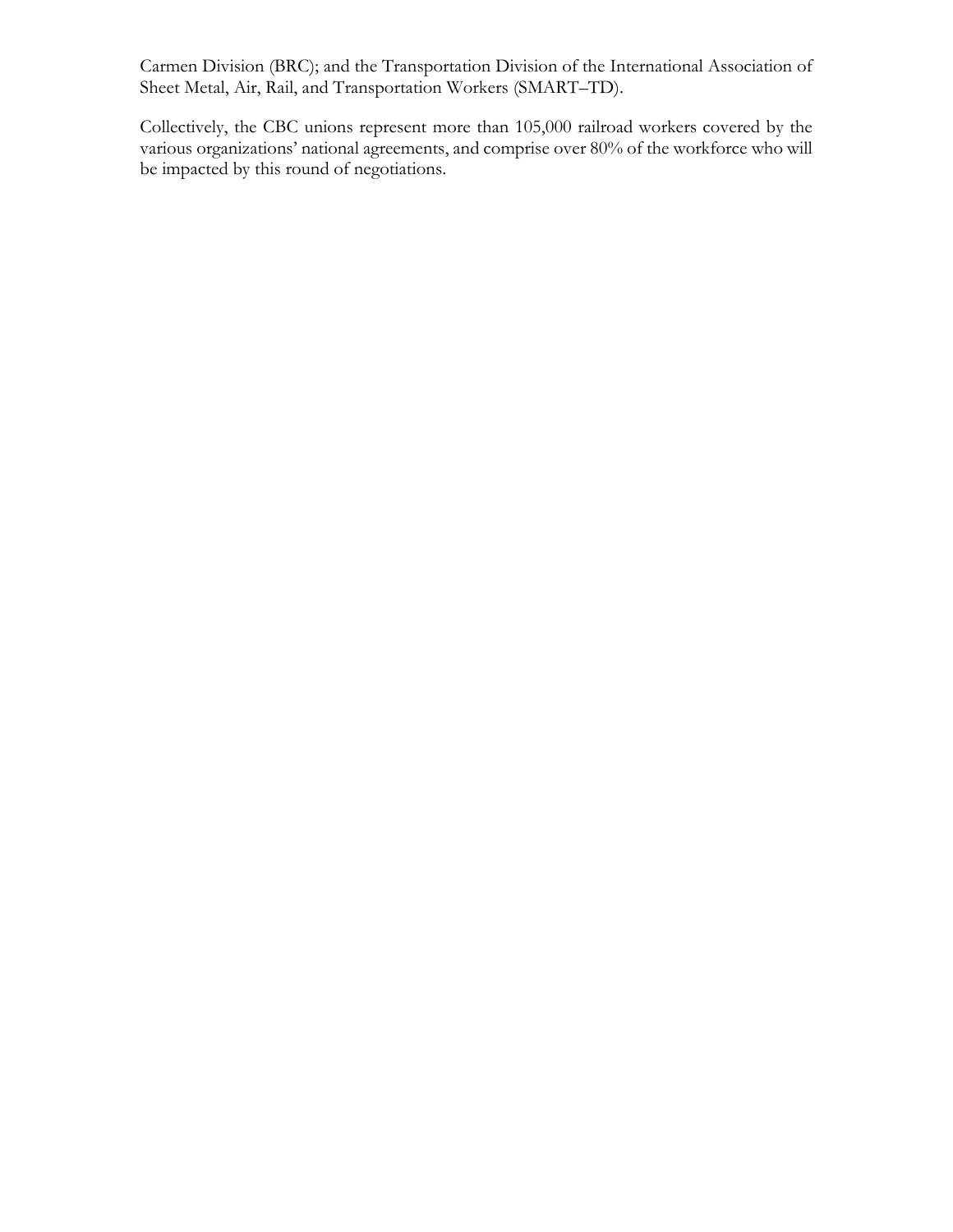Carmen Division (BRC); and the Transportation Division of the International Association of Sheet Metal, Air, Rail, and Transportation Workers (SMART–TD).

Collectively, the CBC unions represent more than 105,000 railroad workers covered by the various organizations' national agreements, and comprise over 80% of the workforce who will be impacted by this round of negotiations.